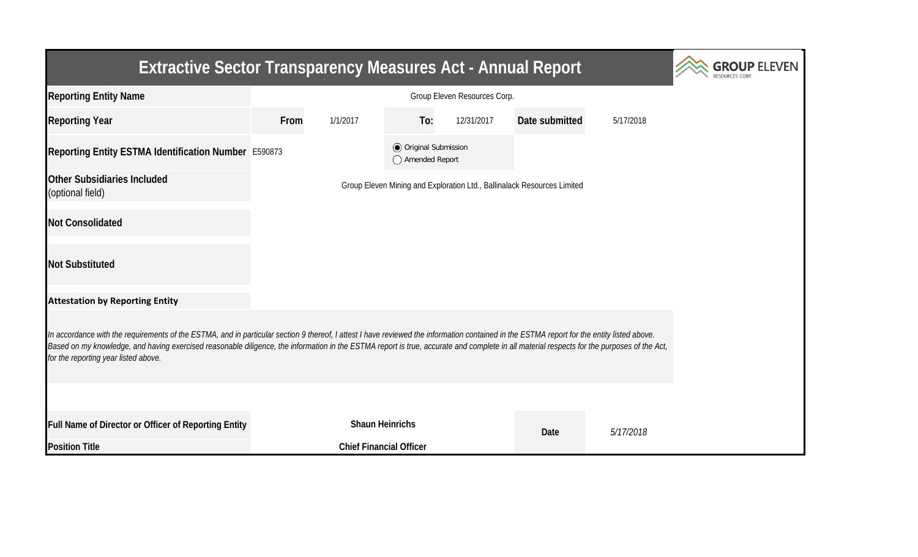# Extractive Sector Transparency Measures Act - Annual Report

GROUP ELEVEN RESOURCES CORP.

| | | | | | | |
|---|---|---|---|---|---|---|
| **Reporting Entity Name** | Group Eleven Resources Corp. | | | | | |
| **Reporting Year** | **From** | 1/1/2017 | **To:** | 12/31/2017 | **Date submitted** | 5/17/2018 |
| **Reporting Entity ESTMA Identification Number** | E590873 | | ◉ Original Submission<br>○ Amended Report | | | |
| **Other Subsidiaries Included** (optional field) | Group Eleven Mining and Exploration Ltd., Ballinalack Resources Limited | | | | | |
| **Not Consolidated** | | | | | | |
| **Not Substituted** | | | | | | |

**Attestation by Reporting Entity**

*In accordance with the requirements of the ESTMA, and in particular section 9 thereof, I attest I have reviewed the information contained in the ESTMA report for the entity listed above. Based on my knowledge, and having exercised reasonable diligence, the information in the ESTMA report is true, accurate and complete in all material respects for the purposes of the Act, for the reporting year listed above.*

| | | | |
|---|---|---|---|
| **Full Name of Director or Officer of Reporting Entity** | **Shaun Heinrichs** | **Date** | *5/17/2018* |
| **Position Title** | **Chief Financial Officer** | | |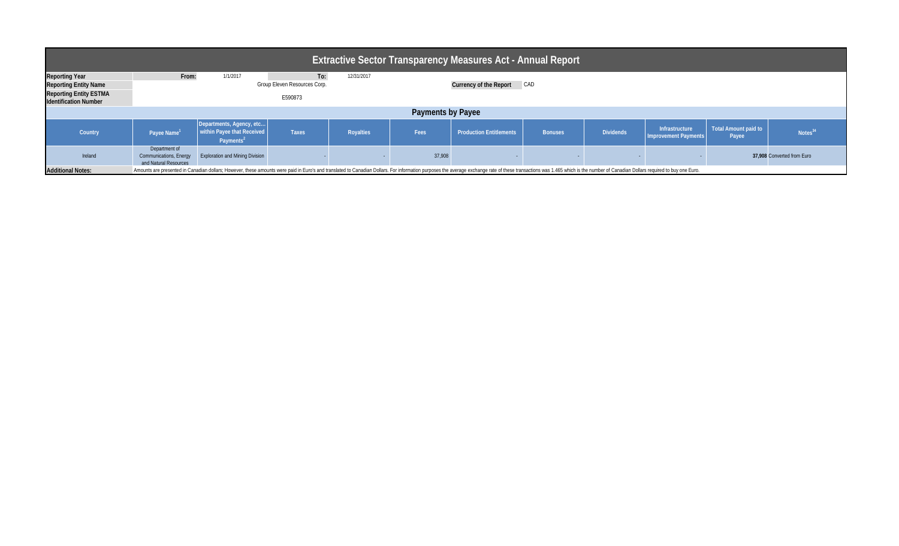# Extractive Sector Transparency Measures Act - Annual Report

| | | | | |
|---|---|---|---|---|
| **Reporting Year** | **From:** | 1/1/2017 | **To:** | 12/31/2017 |
| **Reporting Entity Name** | Group Eleven Resources Corp. | | **Currency of the Report** | CAD |
| **Reporting Entity ESTMA Identification Number** | E590873 | | | |

## Payments by Payee

| Country | Payee Name[1] | Departments, Agency, etc... within Payee that Received Payments[2] | Taxes | Royalties | Fees | Production Entitlements | Bonuses | Dividends | Infrastructure Improvement Payments | Total Amount paid to Payee | Notes[34] |
|---|---|---|---|---|---|---|---|---|---|---|---|
| Ireland | Department of Communications, Energy and Natural Resources | Exploration and Mining Division | - | - | 37,908 | - | - | - | - | **37,908** | Converted from Euro |

**Additional Notes:** Amounts are presented in Canadian dollars; However, these amounts were paid in Euro's and translated to Canadian Dollars. For information purposes the average exchange rate of these transactions was 1.465 which is the number of Canadian Dollars required to buy one Euro.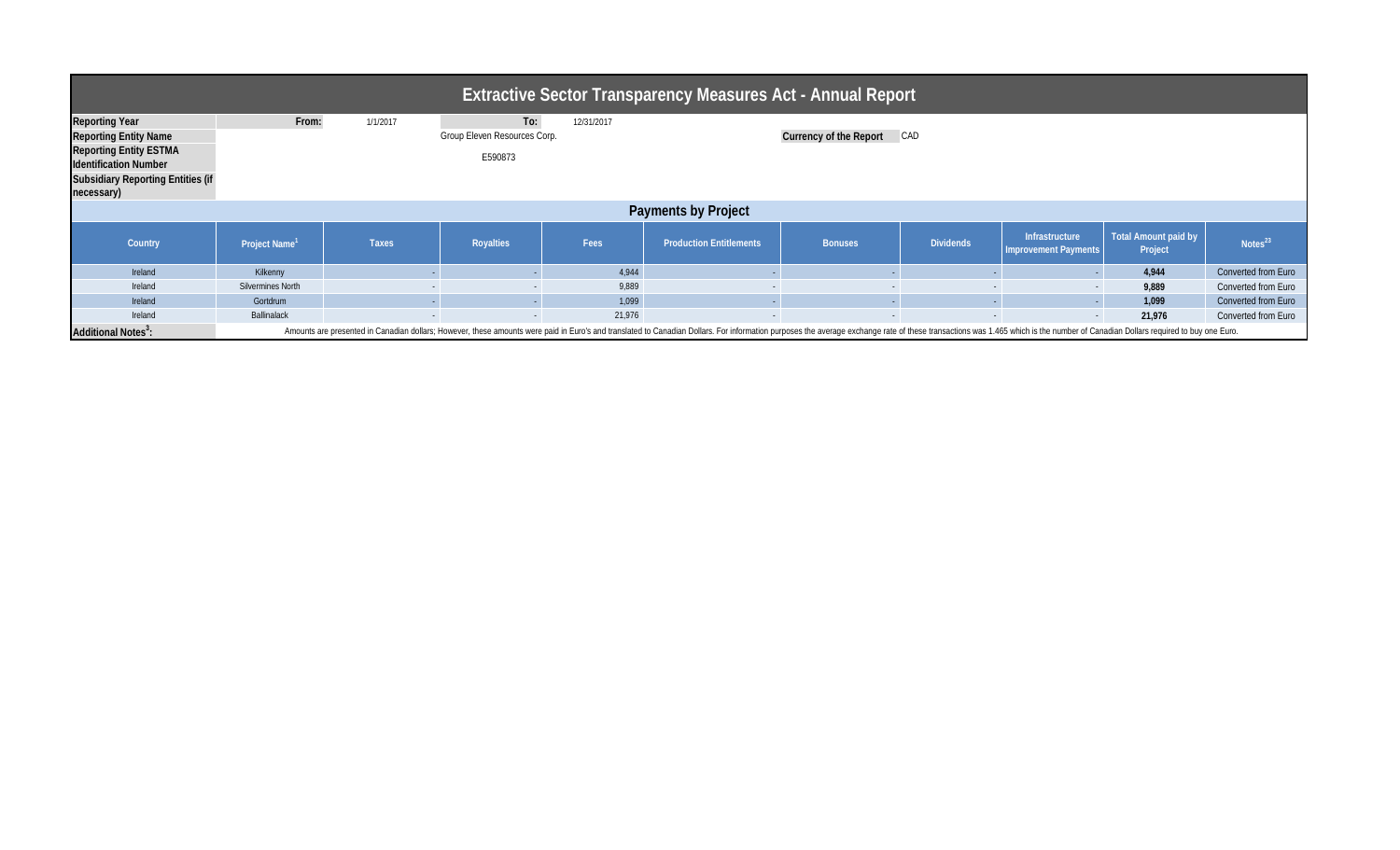# Extractive Sector Transparency Measures Act - Annual Report

| | | | | | |
|---|---|---|---|---|---|
| **Reporting Year** | **From:** | 1/1/2017 | **To:** | 12/31/2017 | |
| **Reporting Entity Name** | | | Group Eleven Resources Corp. | **Currency of the Report** | CAD |
| **Reporting Entity ESTMA Identification Number** | | | E590873 | | |
| **Subsidiary Reporting Entities (if necessary)** | | | | | |

## Payments by Project

| Country | Project Name[1] | Taxes | Royalties | Fees | Production Entitlements | Bonuses | Dividends | Infrastructure Improvement Payments | Total Amount paid by Project | Notes[23] |
|---|---|---|---|---|---|---|---|---|---|---|
| Ireland | Kilkenny | - | - | 4,944 | - | - | - | - | **4,944** | Converted from Euro |
| Ireland | Silvermines North | - | - | 9,889 | - | - | - | - | **9,889** | Converted from Euro |
| Ireland | Gortdrum | - | - | 1,099 | - | - | - | - | **1,099** | Converted from Euro |
| Ireland | Ballinalack | - | - | 21,976 | - | - | - | - | **21,976** | Converted from Euro |

**Additional Notes[3]:** Amounts are presented in Canadian dollars; However, these amounts were paid in Euro's and translated to Canadian Dollars. For information purposes the average exchange rate of these transactions was 1.465 which is the number of Canadian Dollars required to buy one Euro.